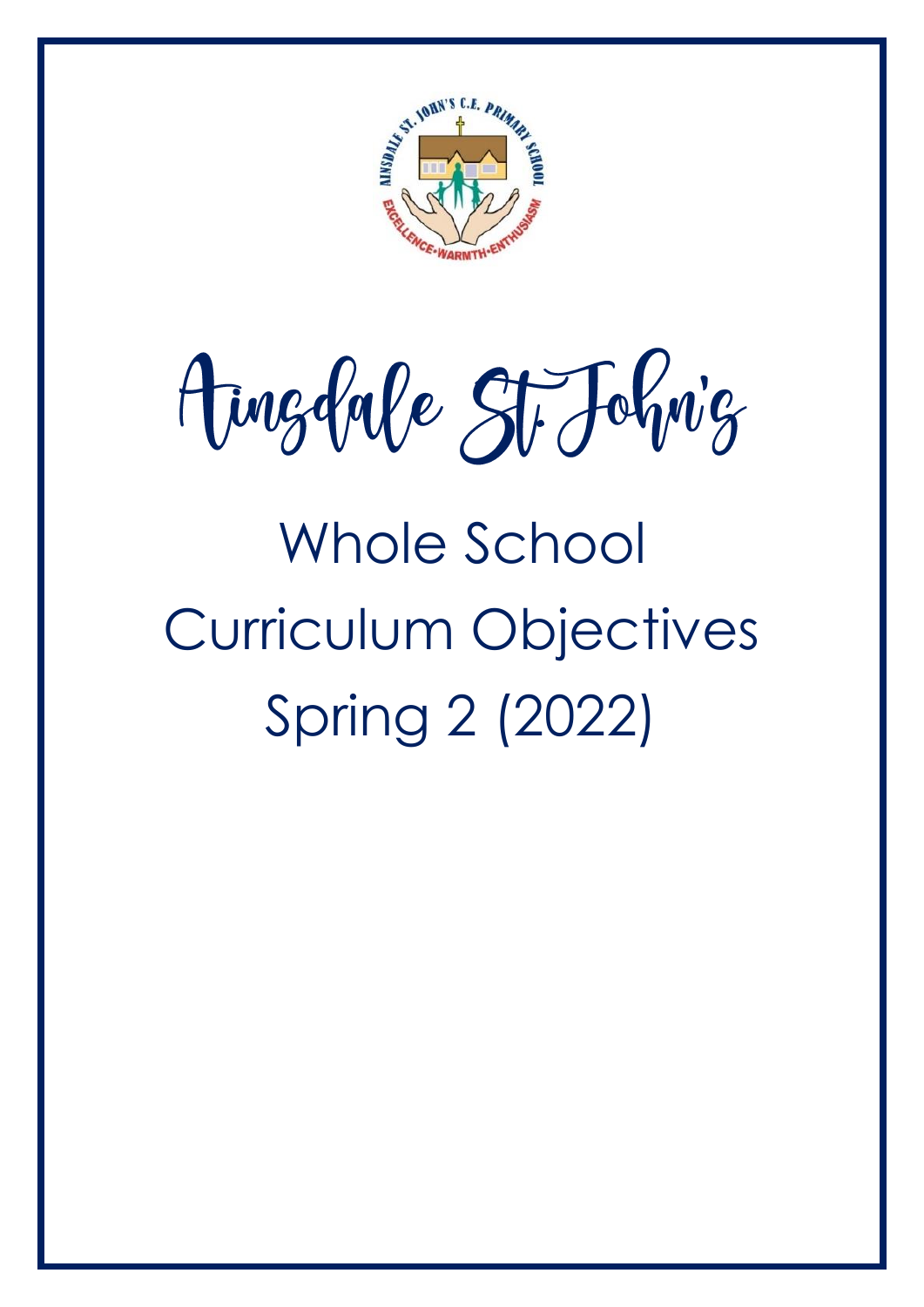# Ainsdale St John's

## Whole School Curriculum Objectives Spring 2 (2022)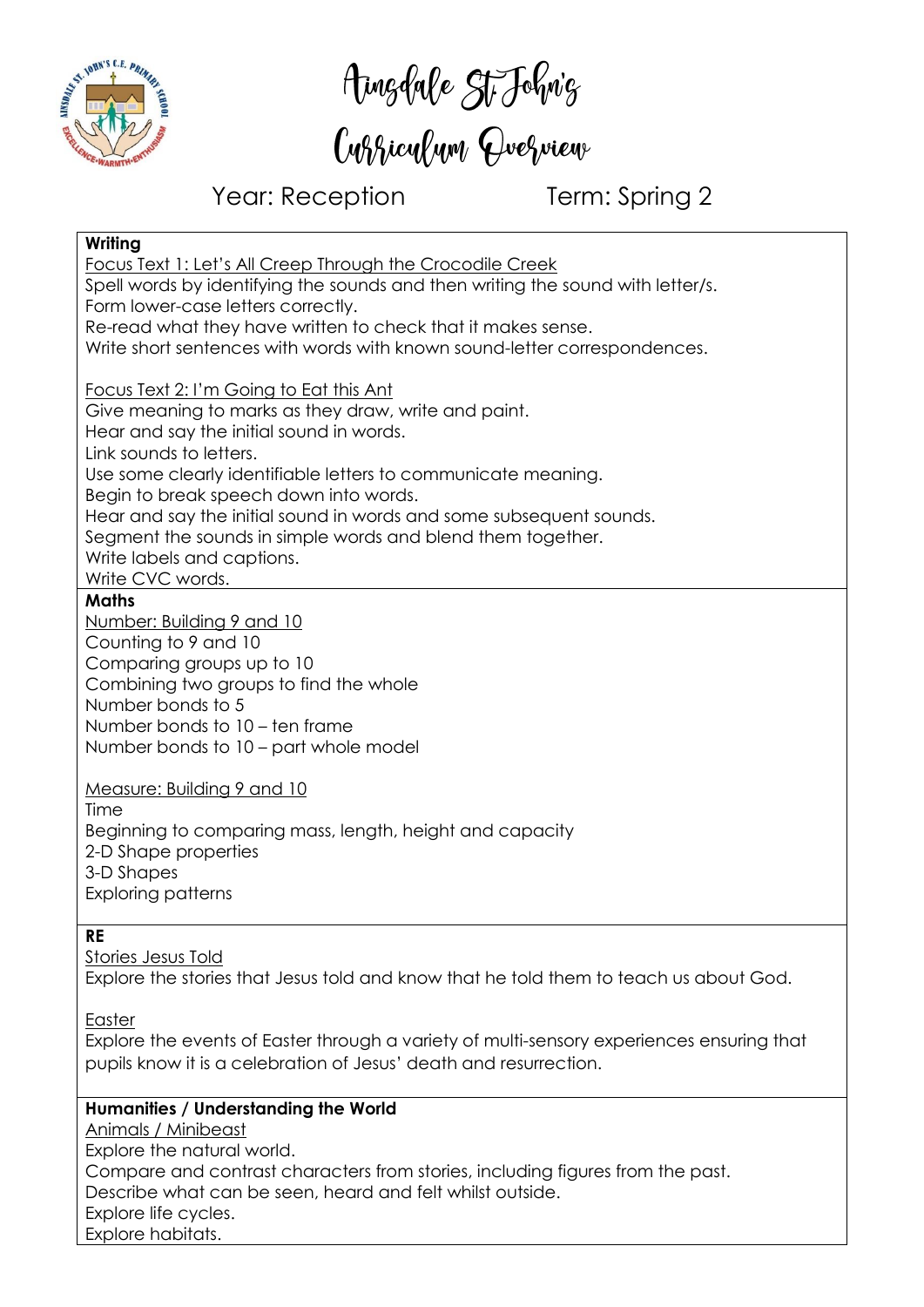# Ainsdale St John's Curriculum Overview

Year: Reception Term: Spring 2

**Writing**

Focus Text 1: Let's All Creep Through the Crocodile Creek

Spell words by identifying the sounds and then writing the sound with letter/s.
Form lower-case letters correctly.
Re-read what they have written to check that it makes sense.
Write short sentences with words with known sound-letter correspondences.

Focus Text 2: I'm Going to Eat this Ant

Give meaning to marks as they draw, write and paint.
Hear and say the initial sound in words.
Link sounds to letters.
Use some clearly identifiable letters to communicate meaning.
Begin to break speech down into words.
Hear and say the initial sound in words and some subsequent sounds.
Segment the sounds in simple words and blend them together.
Write labels and captions.
Write CVC words.

**Maths**

Number: Building 9 and 10

Counting to 9 and 10
Comparing groups up to 10
Combining two groups to find the whole
Number bonds to 5
Number bonds to 10 – ten frame
Number bonds to 10 – part whole model

Measure: Building 9 and 10

Time
Beginning to comparing mass, length, height and capacity
2-D Shape properties
3-D Shapes
Exploring patterns

**RE**

Stories Jesus Told

Explore the stories that Jesus told and know that he told them to teach us about God.

Easter

Explore the events of Easter through a variety of multi-sensory experiences ensuring that pupils know it is a celebration of Jesus' death and resurrection.

**Humanities / Understanding the World**

Animals / Minibeast

Explore the natural world.
Compare and contrast characters from stories, including figures from the past.
Describe what can be seen, heard and felt whilst outside.
Explore life cycles.
Explore habitats.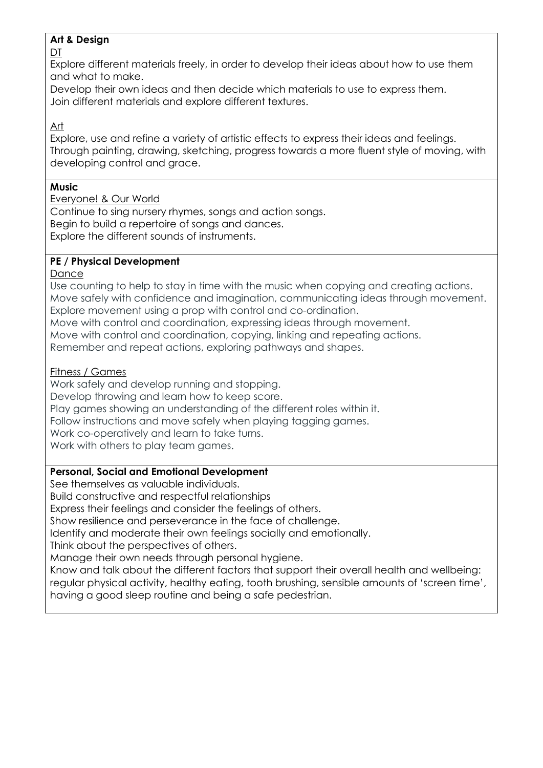**Art & Design**

DT

Explore different materials freely, in order to develop their ideas about how to use them and what to make.

Develop their own ideas and then decide which materials to use to express them.

Join different materials and explore different textures.

Art

Explore, use and refine a variety of artistic effects to express their ideas and feelings.

Through painting, drawing, sketching, progress towards a more fluent style of moving, with developing control and grace.

**Music**

Everyone! & Our World

Continue to sing nursery rhymes, songs and action songs.

Begin to build a repertoire of songs and dances.

Explore the different sounds of instruments.

**PE / Physical Development**

Dance

Use counting to help to stay in time with the music when copying and creating actions.

Move safely with confidence and imagination, communicating ideas through movement.

Explore movement using a prop with control and co-ordination.

Move with control and coordination, expressing ideas through movement.

Move with control and coordination, copying, linking and repeating actions.

Remember and repeat actions, exploring pathways and shapes.

Fitness / Games

Work safely and develop running and stopping.

Develop throwing and learn how to keep score.

Play games showing an understanding of the different roles within it.

Follow instructions and move safely when playing tagging games.

Work co-operatively and learn to take turns.

Work with others to play team games.

**Personal, Social and Emotional Development**

See themselves as valuable individuals.

Build constructive and respectful relationships

Express their feelings and consider the feelings of others.

Show resilience and perseverance in the face of challenge.

Identify and moderate their own feelings socially and emotionally.

Think about the perspectives of others.

Manage their own needs through personal hygiene.

Know and talk about the different factors that support their overall health and wellbeing: regular physical activity, healthy eating, tooth brushing, sensible amounts of 'screen time', having a good sleep routine and being a safe pedestrian.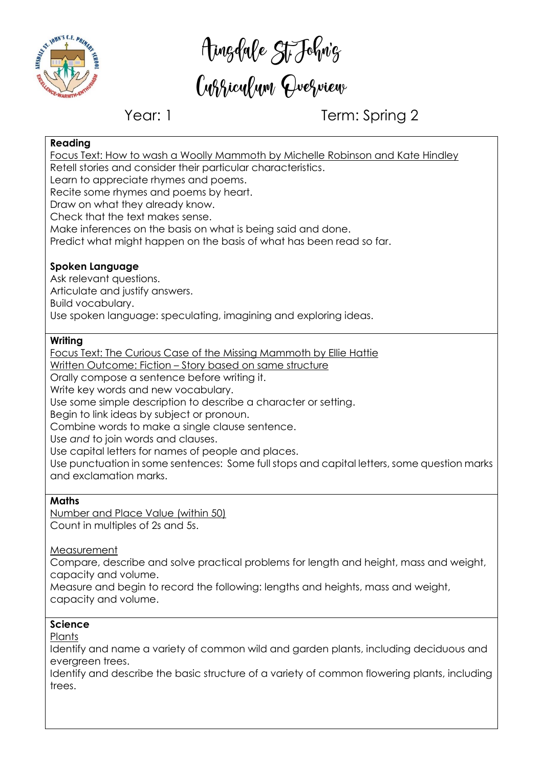# Ainsdale St John's Curriculum Overview

Year: 1 Term: Spring 2

**Reading**

Focus Text: How to wash a Woolly Mammoth by Michelle Robinson and Kate Hindley

Retell stories and consider their particular characteristics.
Learn to appreciate rhymes and poems.
Recite some rhymes and poems by heart.
Draw on what they already know.
Check that the text makes sense.
Make inferences on the basis on what is being said and done.
Predict what might happen on the basis of what has been read so far.

**Spoken Language**

Ask relevant questions.
Articulate and justify answers.
Build vocabulary.
Use spoken language: speculating, imagining and exploring ideas.

**Writing**

Focus Text: The Curious Case of the Missing Mammoth by Ellie Hattie
Written Outcome: Fiction – Story based on same structure

Orally compose a sentence before writing it.
Write key words and new vocabulary.
Use some simple description to describe a character or setting.
Begin to link ideas by subject or pronoun.
Combine words to make a single clause sentence.
Use *and* to join words and clauses.
Use capital letters for names of people and places.
Use punctuation in some sentences: Some full stops and capital letters, some question marks and exclamation marks.

**Maths**

Number and Place Value (within 50)
Count in multiples of 2s and 5s.

Measurement
Compare, describe and solve practical problems for length and height, mass and weight, capacity and volume.
Measure and begin to record the following: lengths and heights, mass and weight, capacity and volume.

**Science**

Plants
Identify and name a variety of common wild and garden plants, including deciduous and evergreen trees.
Identify and describe the basic structure of a variety of common flowering plants, including trees.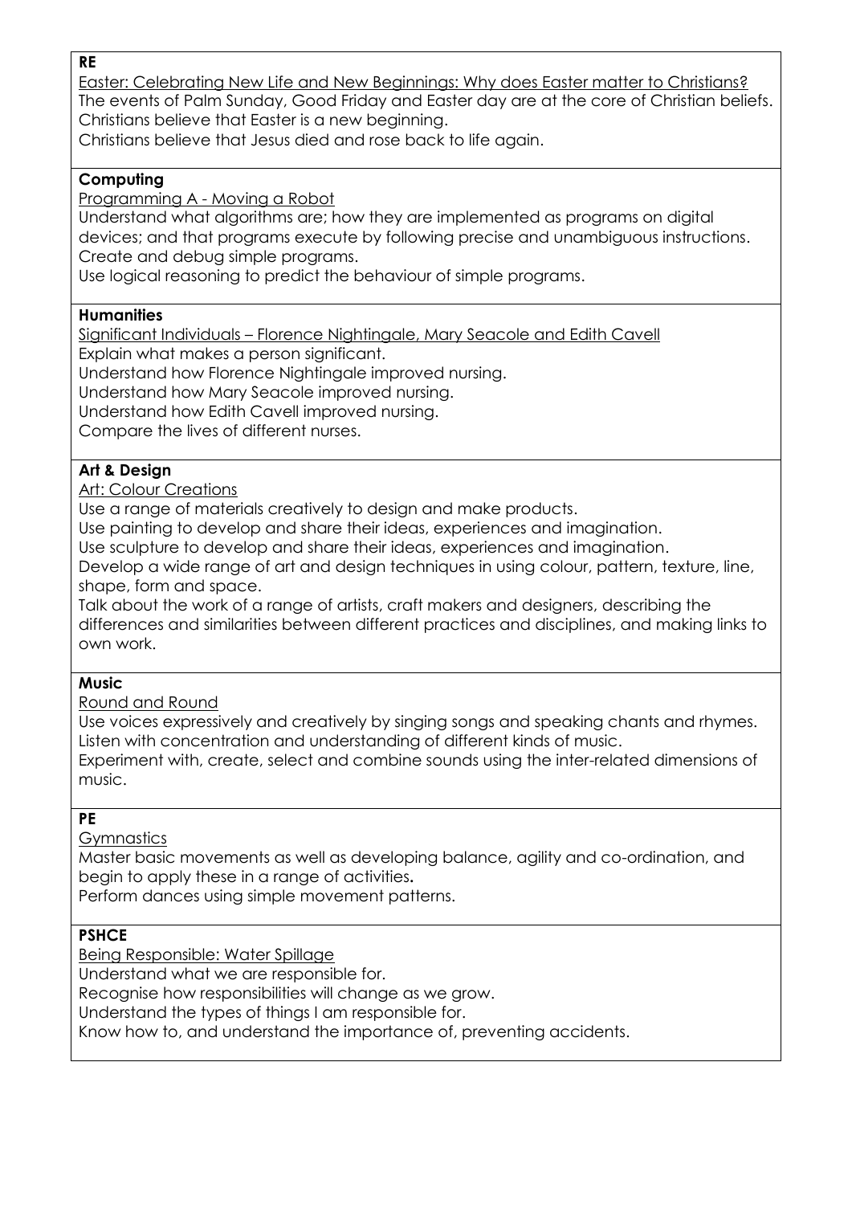**RE**

Easter: Celebrating New Life and New Beginnings: Why does Easter matter to Christians?

The events of Palm Sunday, Good Friday and Easter day are at the core of Christian beliefs.
Christians believe that Easter is a new beginning.
Christians believe that Jesus died and rose back to life again.

**Computing**

Programming A - Moving a Robot

Understand what algorithms are; how they are implemented as programs on digital devices; and that programs execute by following precise and unambiguous instructions.
Create and debug simple programs.
Use logical reasoning to predict the behaviour of simple programs.

**Humanities**

Significant Individuals – Florence Nightingale, Mary Seacole and Edith Cavell

Explain what makes a person significant.
Understand how Florence Nightingale improved nursing.
Understand how Mary Seacole improved nursing.
Understand how Edith Cavell improved nursing.
Compare the lives of different nurses.

**Art & Design**

Art: Colour Creations

Use a range of materials creatively to design and make products.
Use painting to develop and share their ideas, experiences and imagination.
Use sculpture to develop and share their ideas, experiences and imagination.
Develop a wide range of art and design techniques in using colour, pattern, texture, line, shape, form and space.
Talk about the work of a range of artists, craft makers and designers, describing the differences and similarities between different practices and disciplines, and making links to own work.

**Music**

Round and Round

Use voices expressively and creatively by singing songs and speaking chants and rhymes.
Listen with concentration and understanding of different kinds of music.
Experiment with, create, select and combine sounds using the inter-related dimensions of music.

**PE**

Gymnastics

Master basic movements as well as developing balance, agility and co-ordination, and begin to apply these in a range of activities**.**
Perform dances using simple movement patterns.

**PSHCE**

Being Responsible: Water Spillage

Understand what we are responsible for.
Recognise how responsibilities will change as we grow.
Understand the types of things I am responsible for.
Know how to, and understand the importance of, preventing accidents.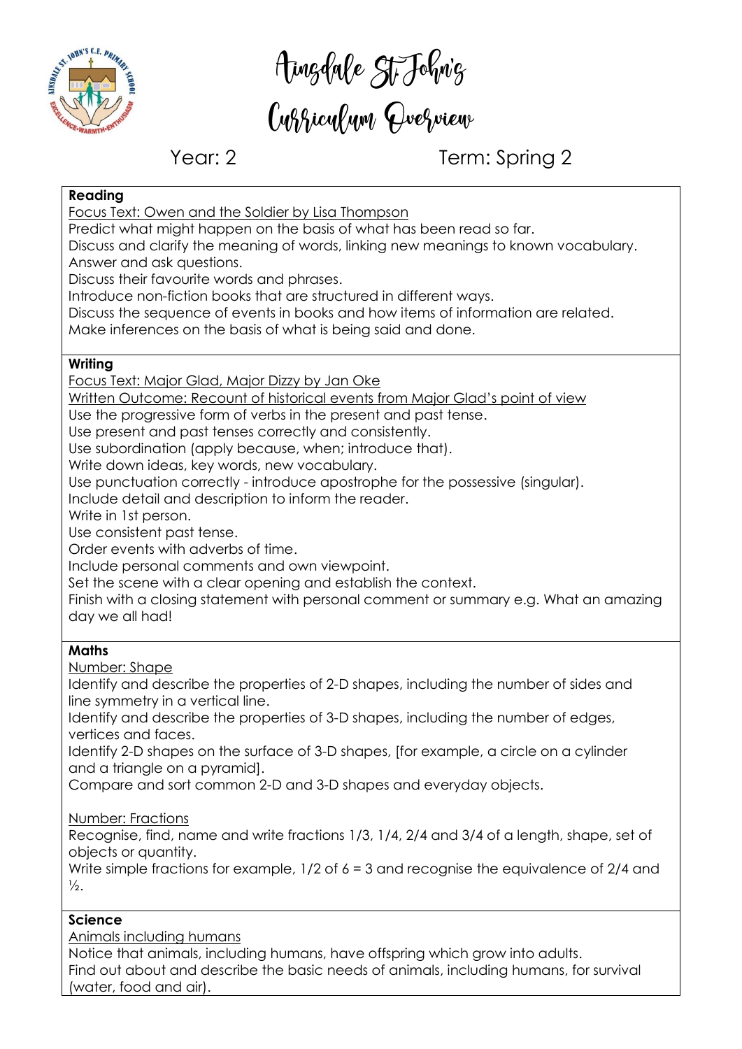# Ainsdale St John's Curriculum Overview

Year: 2 Term: Spring 2

**Reading**

Focus Text: Owen and the Soldier by Lisa Thompson

Predict what might happen on the basis of what has been read so far.
Discuss and clarify the meaning of words, linking new meanings to known vocabulary.
Answer and ask questions.
Discuss their favourite words and phrases.
Introduce non-fiction books that are structured in different ways.
Discuss the sequence of events in books and how items of information are related.
Make inferences on the basis of what is being said and done.

**Writing**

Focus Text: Major Glad, Major Dizzy by Jan Oke

Written Outcome: Recount of historical events from Major Glad's point of view

Use the progressive form of verbs in the present and past tense.
Use present and past tenses correctly and consistently.
Use subordination (apply because, when; introduce that).
Write down ideas, key words, new vocabulary.
Use punctuation correctly - introduce apostrophe for the possessive (singular).
Include detail and description to inform the reader.
Write in 1st person.
Use consistent past tense.
Order events with adverbs of time.
Include personal comments and own viewpoint.
Set the scene with a clear opening and establish the context.
Finish with a closing statement with personal comment or summary e.g. What an amazing day we all had!

**Maths**

Number: Shape

Identify and describe the properties of 2-D shapes, including the number of sides and line symmetry in a vertical line.
Identify and describe the properties of 3-D shapes, including the number of edges, vertices and faces.
Identify 2-D shapes on the surface of 3-D shapes, [for example, a circle on a cylinder and a triangle on a pyramid].
Compare and sort common 2-D and 3-D shapes and everyday objects.

Number: Fractions

Recognise, find, name and write fractions 1/3, 1/4, 2/4 and 3/4 of a length, shape, set of objects or quantity.
Write simple fractions for example, 1/2 of 6 = 3 and recognise the equivalence of 2/4 and ½.

**Science**

Animals including humans

Notice that animals, including humans, have offspring which grow into adults.
Find out about and describe the basic needs of animals, including humans, for survival (water, food and air).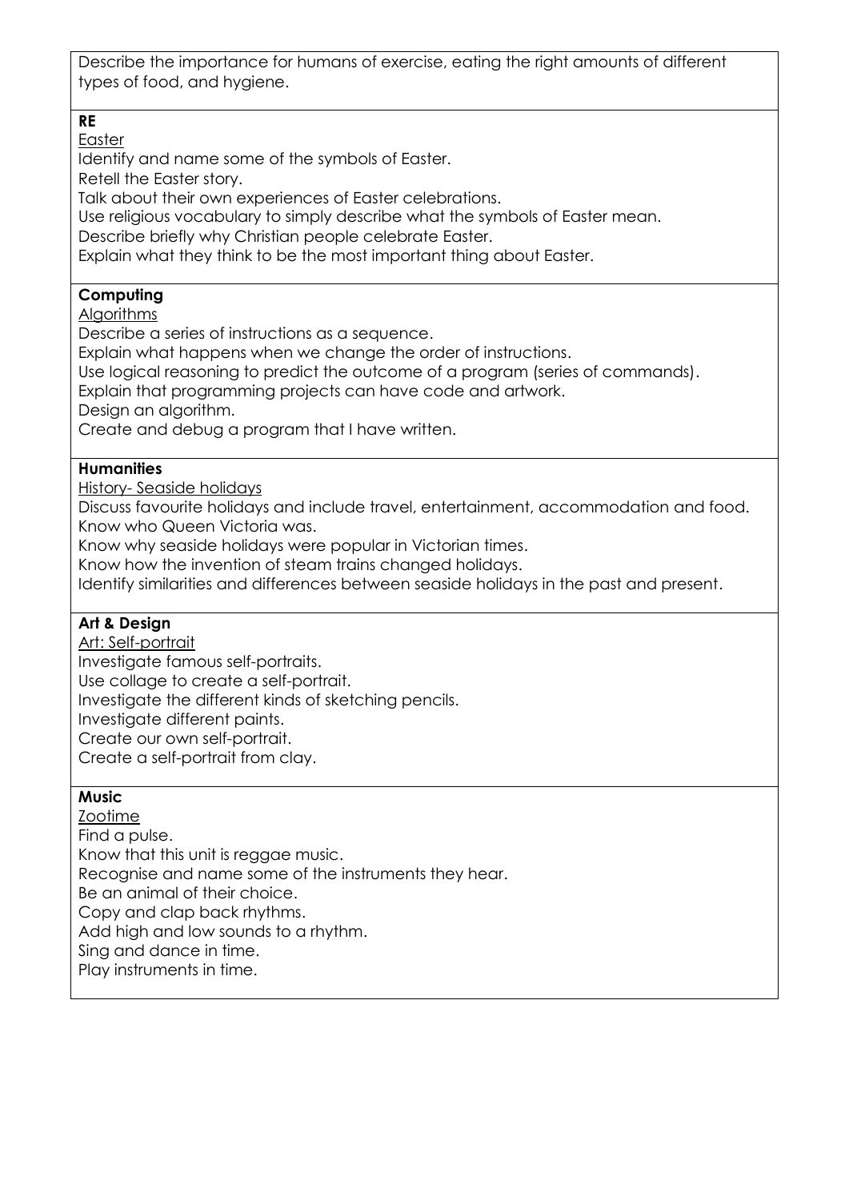Describe the importance for humans of exercise, eating the right amounts of different types of food, and hygiene.

**RE**

Easter

Identify and name some of the symbols of Easter.
Retell the Easter story.
Talk about their own experiences of Easter celebrations.
Use religious vocabulary to simply describe what the symbols of Easter mean.
Describe briefly why Christian people celebrate Easter.
Explain what they think to be the most important thing about Easter.

**Computing**

Algorithms

Describe a series of instructions as a sequence.
Explain what happens when we change the order of instructions.
Use logical reasoning to predict the outcome of a program (series of commands).
Explain that programming projects can have code and artwork.
Design an algorithm.
Create and debug a program that I have written.

**Humanities**

History- Seaside holidays

Discuss favourite holidays and include travel, entertainment, accommodation and food.
Know who Queen Victoria was.
Know why seaside holidays were popular in Victorian times.
Know how the invention of steam trains changed holidays.
Identify similarities and differences between seaside holidays in the past and present.

**Art & Design**

Art: Self-portrait

Investigate famous self-portraits.
Use collage to create a self-portrait.
Investigate the different kinds of sketching pencils.
Investigate different paints.
Create our own self-portrait.
Create a self-portrait from clay.

**Music**

Zootime

Find a pulse.
Know that this unit is reggae music.
Recognise and name some of the instruments they hear.
Be an animal of their choice.
Copy and clap back rhythms.
Add high and low sounds to a rhythm.
Sing and dance in time.
Play instruments in time.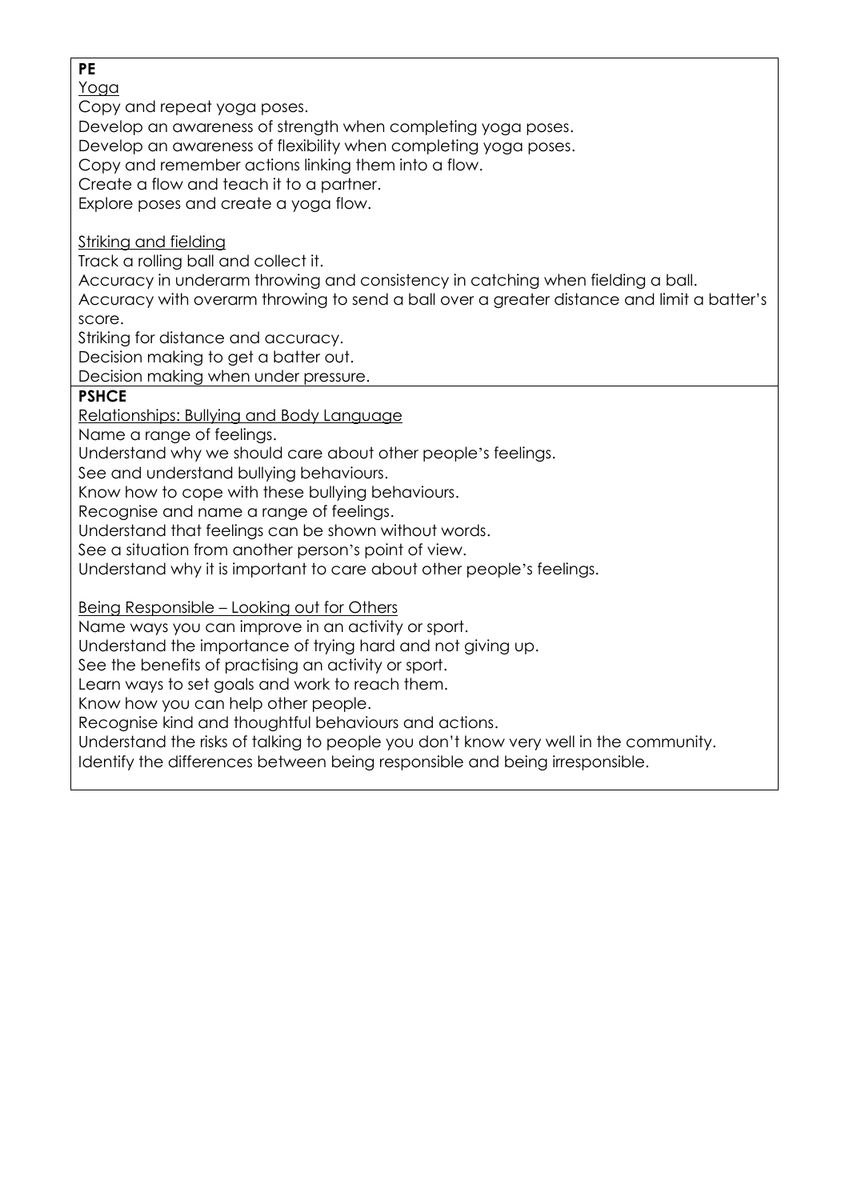**PE**

Yoga

Copy and repeat yoga poses.
Develop an awareness of strength when completing yoga poses.
Develop an awareness of flexibility when completing yoga poses.
Copy and remember actions linking them into a flow.
Create a flow and teach it to a partner.
Explore poses and create a yoga flow.

Striking and fielding

Track a rolling ball and collect it.
Accuracy in underarm throwing and consistency in catching when fielding a ball.
Accuracy with overarm throwing to send a ball over a greater distance and limit a batter's score.
Striking for distance and accuracy.
Decision making to get a batter out.
Decision making when under pressure.

**PSHCE**

Relationships: Bullying and Body Language

Name a range of feelings.
Understand why we should care about other people's feelings.
See and understand bullying behaviours.
Know how to cope with these bullying behaviours.
Recognise and name a range of feelings.
Understand that feelings can be shown without words.
See a situation from another person's point of view.
Understand why it is important to care about other people's feelings.

Being Responsible – Looking out for Others

Name ways you can improve in an activity or sport.
Understand the importance of trying hard and not giving up.
See the benefits of practising an activity or sport.
Learn ways to set goals and work to reach them.
Know how you can help other people.
Recognise kind and thoughtful behaviours and actions.
Understand the risks of talking to people you don't know very well in the community.
Identify the differences between being responsible and being irresponsible.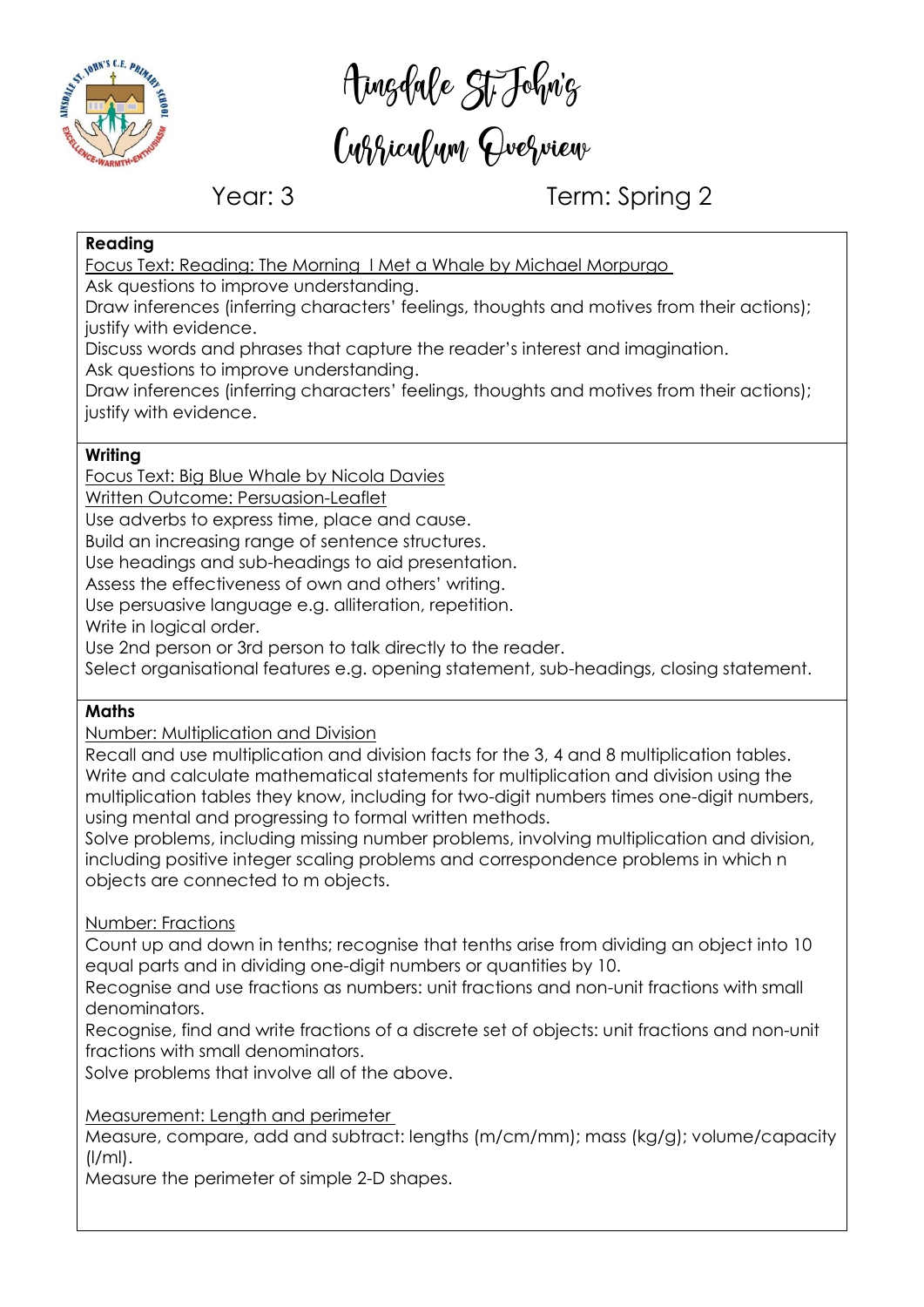# Ainsdale St John's Curriculum Overview

Year: 3 Term: Spring 2

**Reading**

Focus Text: Reading: The Morning I Met a Whale by Michael Morpurgo

Ask questions to improve understanding.
Draw inferences (inferring characters' feelings, thoughts and motives from their actions); justify with evidence.
Discuss words and phrases that capture the reader's interest and imagination.
Ask questions to improve understanding.
Draw inferences (inferring characters' feelings, thoughts and motives from their actions); justify with evidence.

**Writing**

Focus Text: Big Blue Whale by Nicola Davies

Written Outcome: Persuasion-Leaflet

Use adverbs to express time, place and cause.
Build an increasing range of sentence structures.
Use headings and sub-headings to aid presentation.
Assess the effectiveness of own and others' writing.
Use persuasive language e.g. alliteration, repetition.
Write in logical order.
Use 2nd person or 3rd person to talk directly to the reader.
Select organisational features e.g. opening statement, sub-headings, closing statement.

**Maths**

Number: Multiplication and Division

Recall and use multiplication and division facts for the 3, 4 and 8 multiplication tables.
Write and calculate mathematical statements for multiplication and division using the multiplication tables they know, including for two-digit numbers times one-digit numbers, using mental and progressing to formal written methods.
Solve problems, including missing number problems, involving multiplication and division, including positive integer scaling problems and correspondence problems in which n objects are connected to m objects.

Number: Fractions

Count up and down in tenths; recognise that tenths arise from dividing an object into 10 equal parts and in dividing one-digit numbers or quantities by 10.
Recognise and use fractions as numbers: unit fractions and non-unit fractions with small denominators.
Recognise, find and write fractions of a discrete set of objects: unit fractions and non-unit fractions with small denominators.
Solve problems that involve all of the above.

Measurement: Length and perimeter

Measure, compare, add and subtract: lengths (m/cm/mm); mass (kg/g); volume/capacity (l/ml).
Measure the perimeter of simple 2-D shapes.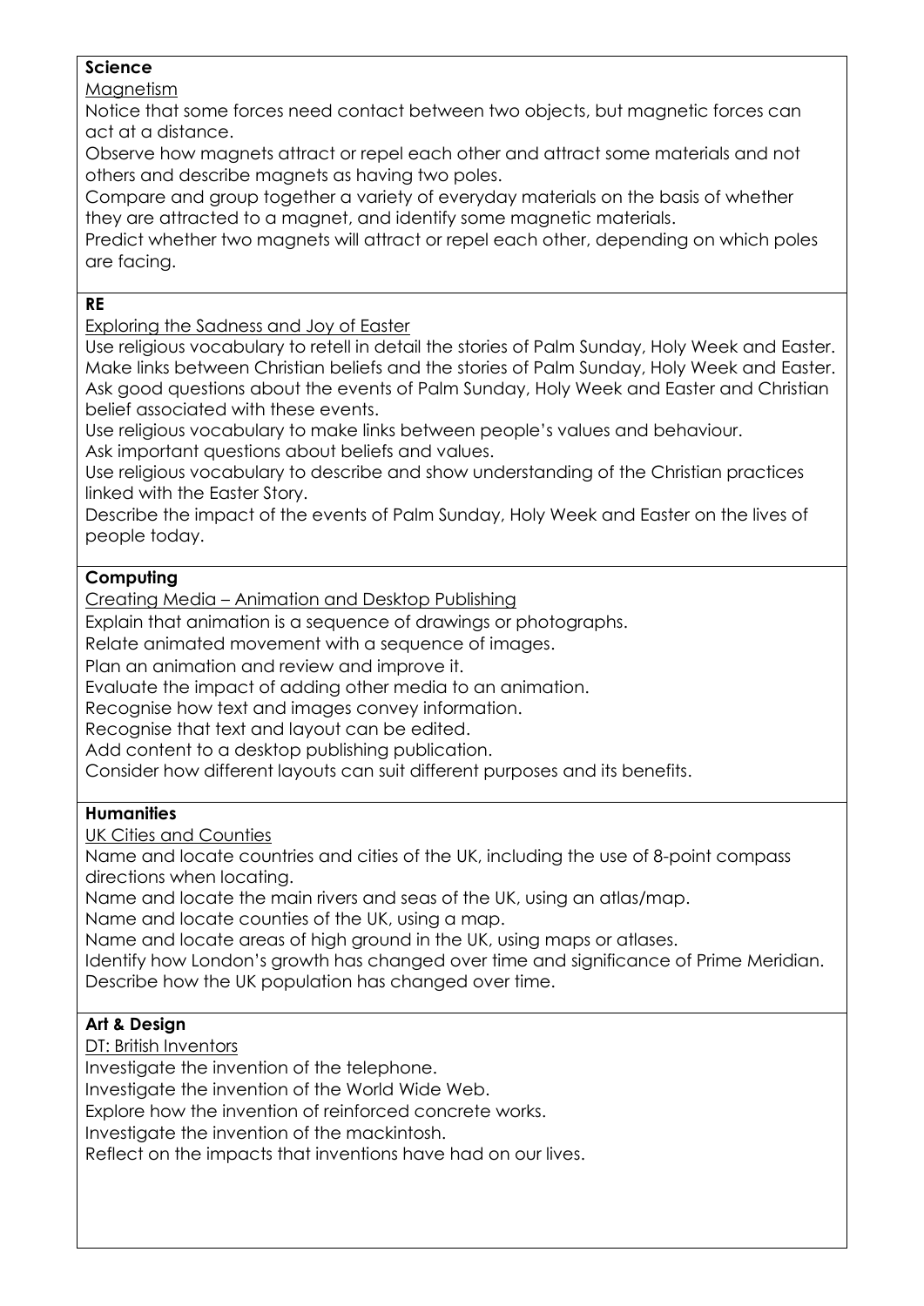**Science**

Magnetism

Notice that some forces need contact between two objects, but magnetic forces can act at a distance.

Observe how magnets attract or repel each other and attract some materials and not others and describe magnets as having two poles.

Compare and group together a variety of everyday materials on the basis of whether they are attracted to a magnet, and identify some magnetic materials.

Predict whether two magnets will attract or repel each other, depending on which poles are facing.

**RE**

Exploring the Sadness and Joy of Easter

Use religious vocabulary to retell in detail the stories of Palm Sunday, Holy Week and Easter.

Make links between Christian beliefs and the stories of Palm Sunday, Holy Week and Easter.

Ask good questions about the events of Palm Sunday, Holy Week and Easter and Christian belief associated with these events.

Use religious vocabulary to make links between people's values and behaviour.

Ask important questions about beliefs and values.

Use religious vocabulary to describe and show understanding of the Christian practices linked with the Easter Story.

Describe the impact of the events of Palm Sunday, Holy Week and Easter on the lives of people today.

**Computing**

Creating Media – Animation and Desktop Publishing

Explain that animation is a sequence of drawings or photographs.

Relate animated movement with a sequence of images.

Plan an animation and review and improve it.

Evaluate the impact of adding other media to an animation.

Recognise how text and images convey information.

Recognise that text and layout can be edited.

Add content to a desktop publishing publication.

Consider how different layouts can suit different purposes and its benefits.

**Humanities**

UK Cities and Counties

Name and locate countries and cities of the UK, including the use of 8-point compass directions when locating.

Name and locate the main rivers and seas of the UK, using an atlas/map.

Name and locate counties of the UK, using a map.

Name and locate areas of high ground in the UK, using maps or atlases.

Identify how London's growth has changed over time and significance of Prime Meridian.

Describe how the UK population has changed over time.

**Art & Design**

DT: British Inventors

Investigate the invention of the telephone.

Investigate the invention of the World Wide Web.

Explore how the invention of reinforced concrete works.

Investigate the invention of the mackintosh.

Reflect on the impacts that inventions have had on our lives.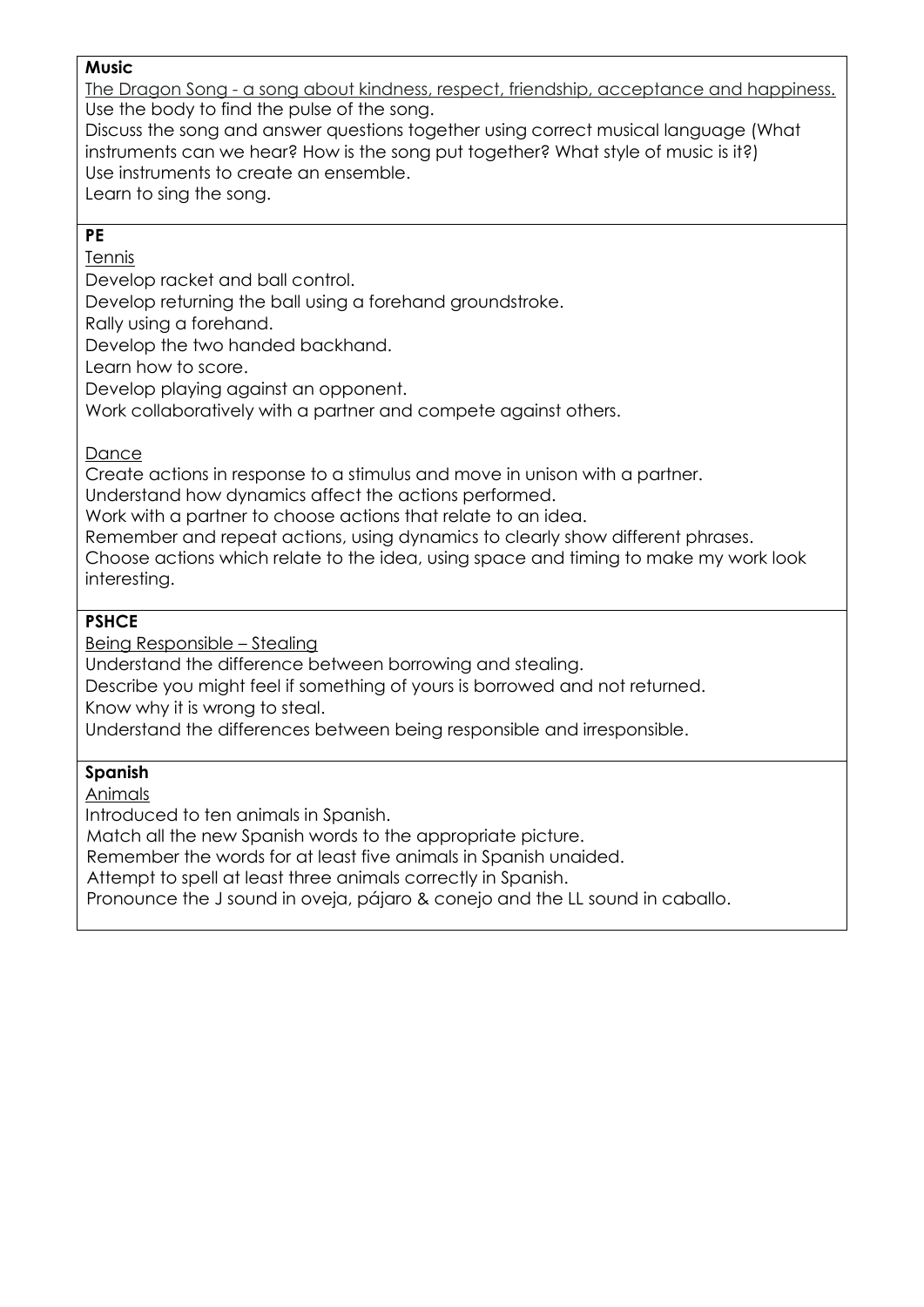**Music**

The Dragon Song - a song about kindness, respect, friendship, acceptance and happiness.

Use the body to find the pulse of the song.
Discuss the song and answer questions together using correct musical language (What instruments can we hear? How is the song put together? What style of music is it?)
Use instruments to create an ensemble.
Learn to sing the song.

**PE**

Tennis

Develop racket and ball control.
Develop returning the ball using a forehand groundstroke.
Rally using a forehand.
Develop the two handed backhand.
Learn how to score.
Develop playing against an opponent.
Work collaboratively with a partner and compete against others.

Dance

Create actions in response to a stimulus and move in unison with a partner.
Understand how dynamics affect the actions performed.
Work with a partner to choose actions that relate to an idea.
Remember and repeat actions, using dynamics to clearly show different phrases.
Choose actions which relate to the idea, using space and timing to make my work look interesting.

**PSHCE**

Being Responsible – Stealing

Understand the difference between borrowing and stealing.
Describe you might feel if something of yours is borrowed and not returned.
Know why it is wrong to steal.
Understand the differences between being responsible and irresponsible.

**Spanish**

Animals

Introduced to ten animals in Spanish.
Match all the new Spanish words to the appropriate picture.
Remember the words for at least five animals in Spanish unaided.
Attempt to spell at least three animals correctly in Spanish.
Pronounce the J sound in oveja, pájaro & conejo and the LL sound in caballo.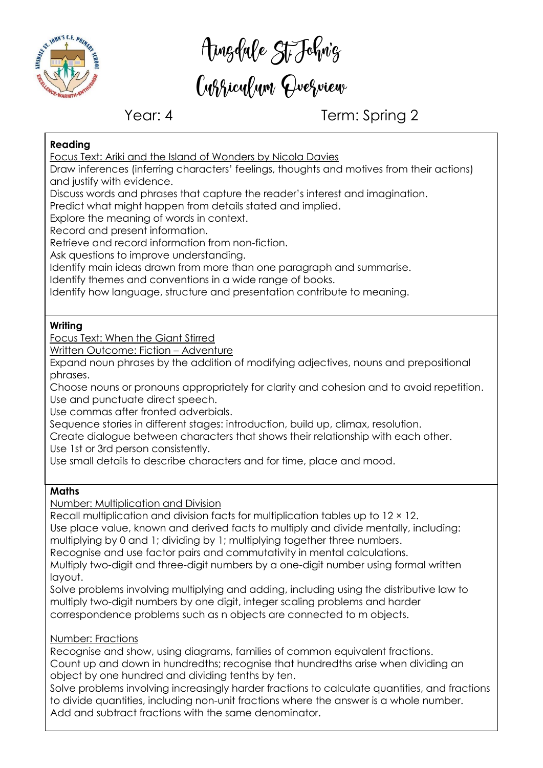# Ainsdale St John's Curriculum Overview

Year: 4 Term: Spring 2

**Reading**

Focus Text: Ariki and the Island of Wonders by Nicola Davies

Draw inferences (inferring characters' feelings, thoughts and motives from their actions) and justify with evidence.
Discuss words and phrases that capture the reader's interest and imagination.
Predict what might happen from details stated and implied.
Explore the meaning of words in context.
Record and present information.
Retrieve and record information from non-fiction.
Ask questions to improve understanding.
Identify main ideas drawn from more than one paragraph and summarise.
Identify themes and conventions in a wide range of books.
Identify how language, structure and presentation contribute to meaning.

**Writing**

Focus Text: When the Giant Stirred

Written Outcome: Fiction – Adventure

Expand noun phrases by the addition of modifying adjectives, nouns and prepositional phrases.
Choose nouns or pronouns appropriately for clarity and cohesion and to avoid repetition.
Use and punctuate direct speech.
Use commas after fronted adverbials.
Sequence stories in different stages: introduction, build up, climax, resolution.
Create dialogue between characters that shows their relationship with each other.
Use 1st or 3rd person consistently.
Use small details to describe characters and for time, place and mood.

**Maths**

Number: Multiplication and Division

Recall multiplication and division facts for multiplication tables up to $12 \times 12$.
Use place value, known and derived facts to multiply and divide mentally, including: multiplying by 0 and 1; dividing by 1; multiplying together three numbers.
Recognise and use factor pairs and commutativity in mental calculations.
Multiply two-digit and three-digit numbers by a one-digit number using formal written layout.
Solve problems involving multiplying and adding, including using the distributive law to multiply two-digit numbers by one digit, integer scaling problems and harder correspondence problems such as n objects are connected to m objects.

Number: Fractions

Recognise and show, using diagrams, families of common equivalent fractions.
Count up and down in hundredths; recognise that hundredths arise when dividing an object by one hundred and dividing tenths by ten.
Solve problems involving increasingly harder fractions to calculate quantities, and fractions to divide quantities, including non-unit fractions where the answer is a whole number.
Add and subtract fractions with the same denominator.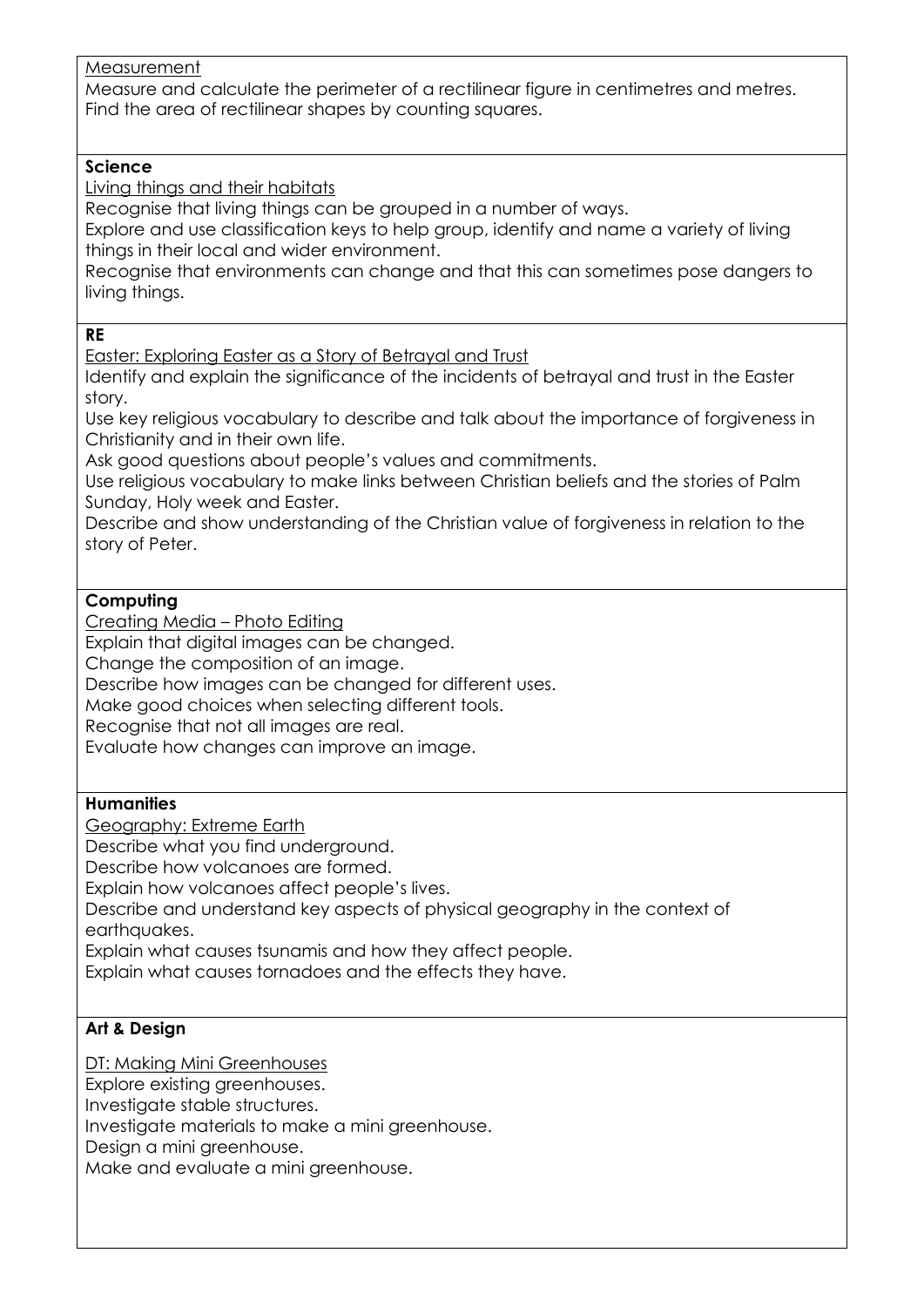Measurement

Measure and calculate the perimeter of a rectilinear figure in centimetres and metres.
Find the area of rectilinear shapes by counting squares.

**Science**

Living things and their habitats

Recognise that living things can be grouped in a number of ways.
Explore and use classification keys to help group, identify and name a variety of living things in their local and wider environment.
Recognise that environments can change and that this can sometimes pose dangers to living things.

**RE**

Easter: Exploring Easter as a Story of Betrayal and Trust

Identify and explain the significance of the incidents of betrayal and trust in the Easter story.
Use key religious vocabulary to describe and talk about the importance of forgiveness in Christianity and in their own life.
Ask good questions about people's values and commitments.
Use religious vocabulary to make links between Christian beliefs and the stories of Palm Sunday, Holy week and Easter.
Describe and show understanding of the Christian value of forgiveness in relation to the story of Peter.

**Computing**

Creating Media – Photo Editing

Explain that digital images can be changed.
Change the composition of an image.
Describe how images can be changed for different uses.
Make good choices when selecting different tools.
Recognise that not all images are real.
Evaluate how changes can improve an image.

**Humanities**

Geography: Extreme Earth

Describe what you find underground.
Describe how volcanoes are formed.
Explain how volcanoes affect people's lives.
Describe and understand key aspects of physical geography in the context of earthquakes.
Explain what causes tsunamis and how they affect people.
Explain what causes tornadoes and the effects they have.

**Art & Design**

DT: Making Mini Greenhouses

Explore existing greenhouses.
Investigate stable structures.
Investigate materials to make a mini greenhouse.
Design a mini greenhouse.
Make and evaluate a mini greenhouse.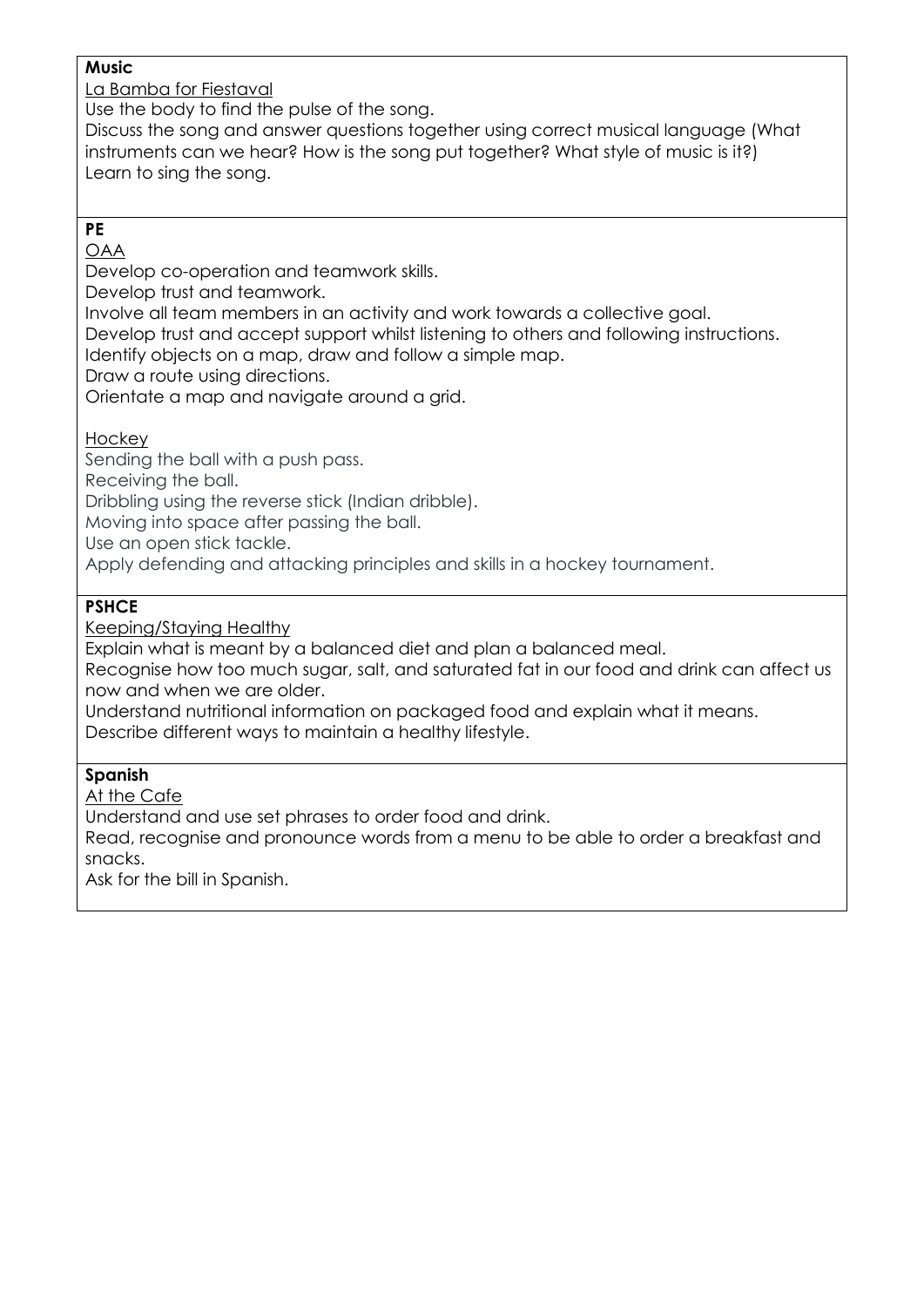**Music**

La Bamba for Fiestaval

Use the body to find the pulse of the song.

Discuss the song and answer questions together using correct musical language (What instruments can we hear? How is the song put together? What style of music is it?)

Learn to sing the song.

**PE**

OAA

Develop co-operation and teamwork skills.

Develop trust and teamwork.

Involve all team members in an activity and work towards a collective goal.

Develop trust and accept support whilst listening to others and following instructions.

Identify objects on a map, draw and follow a simple map.

Draw a route using directions.

Orientate a map and navigate around a grid.

Hockey

Sending the ball with a push pass.

Receiving the ball.

Dribbling using the reverse stick (Indian dribble).

Moving into space after passing the ball.

Use an open stick tackle.

Apply defending and attacking principles and skills in a hockey tournament.

**PSHCE**

Keeping/Staying Healthy

Explain what is meant by a balanced diet and plan a balanced meal.

Recognise how too much sugar, salt, and saturated fat in our food and drink can affect us now and when we are older.

Understand nutritional information on packaged food and explain what it means.

Describe different ways to maintain a healthy lifestyle.

**Spanish**

At the Cafe

Understand and use set phrases to order food and drink.

Read, recognise and pronounce words from a menu to be able to order a breakfast and snacks.

Ask for the bill in Spanish.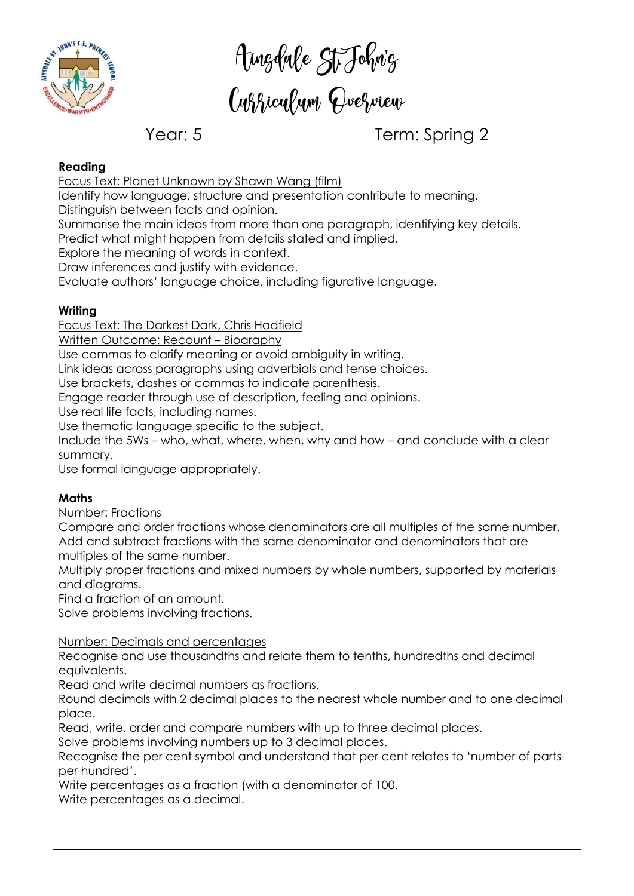# Ainsdale St John's Curriculum Overview

Year: 5 Term: Spring 2

**Reading**

Focus Text: Planet Unknown by Shawn Wang (film)

Identify how language, structure and presentation contribute to meaning.
Distinguish between facts and opinion.
Summarise the main ideas from more than one paragraph, identifying key details.
Predict what might happen from details stated and implied.
Explore the meaning of words in context.
Draw inferences and justify with evidence.
Evaluate authors' language choice, including figurative language.

**Writing**

Focus Text: The Darkest Dark, Chris Hadfield

Written Outcome: Recount – Biography

Use commas to clarify meaning or avoid ambiguity in writing.
Link ideas across paragraphs using adverbials and tense choices.
Use brackets, dashes or commas to indicate parenthesis.
Engage reader through use of description, feeling and opinions.
Use real life facts, including names.
Use thematic language specific to the subject.
Include the 5Ws – who, what, where, when, why and how – and conclude with a clear summary.
Use formal language appropriately.

**Maths**

Number: Fractions

Compare and order fractions whose denominators are all multiples of the same number.
Add and subtract fractions with the same denominator and denominators that are multiples of the same number.
Multiply proper fractions and mixed numbers by whole numbers, supported by materials and diagrams.
Find a fraction of an amount.
Solve problems involving fractions.

Number: Decimals and percentages

Recognise and use thousandths and relate them to tenths, hundredths and decimal equivalents.
Read and write decimal numbers as fractions.
Round decimals with 2 decimal places to the nearest whole number and to one decimal place.
Read, write, order and compare numbers with up to three decimal places.
Solve problems involving numbers up to 3 decimal places.
Recognise the per cent symbol and understand that per cent relates to 'number of parts per hundred'.
Write percentages as a fraction (with a denominator of 100.
Write percentages as a decimal.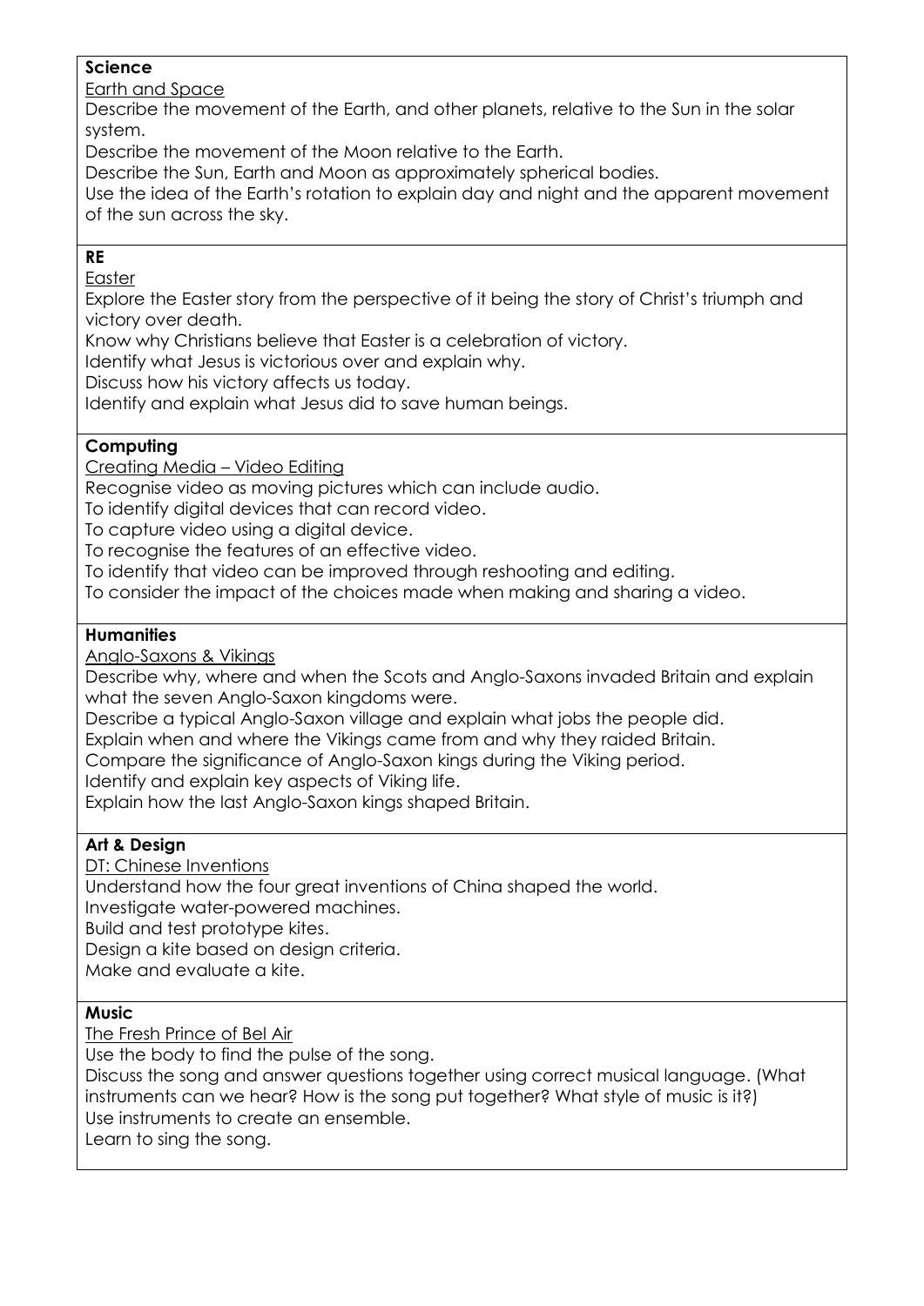**Science**

Earth and Space

Describe the movement of the Earth, and other planets, relative to the Sun in the solar system.
Describe the movement of the Moon relative to the Earth.
Describe the Sun, Earth and Moon as approximately spherical bodies.
Use the idea of the Earth's rotation to explain day and night and the apparent movement of the sun across the sky.

**RE**

Easter

Explore the Easter story from the perspective of it being the story of Christ's triumph and victory over death.
Know why Christians believe that Easter is a celebration of victory.
Identify what Jesus is victorious over and explain why.
Discuss how his victory affects us today.
Identify and explain what Jesus did to save human beings.

**Computing**

Creating Media – Video Editing

Recognise video as moving pictures which can include audio.
To identify digital devices that can record video.
To capture video using a digital device.
To recognise the features of an effective video.
To identify that video can be improved through reshooting and editing.
To consider the impact of the choices made when making and sharing a video.

**Humanities**

Anglo-Saxons & Vikings

Describe why, where and when the Scots and Anglo-Saxons invaded Britain and explain what the seven Anglo-Saxon kingdoms were.
Describe a typical Anglo-Saxon village and explain what jobs the people did.
Explain when and where the Vikings came from and why they raided Britain.
Compare the significance of Anglo-Saxon kings during the Viking period.
Identify and explain key aspects of Viking life.
Explain how the last Anglo-Saxon kings shaped Britain.

**Art & Design**

DT: Chinese Inventions

Understand how the four great inventions of China shaped the world.
Investigate water-powered machines.
Build and test prototype kites.
Design a kite based on design criteria.
Make and evaluate a kite.

**Music**

The Fresh Prince of Bel Air

Use the body to find the pulse of the song.
Discuss the song and answer questions together using correct musical language. (What instruments can we hear? How is the song put together? What style of music is it?)
Use instruments to create an ensemble.
Learn to sing the song.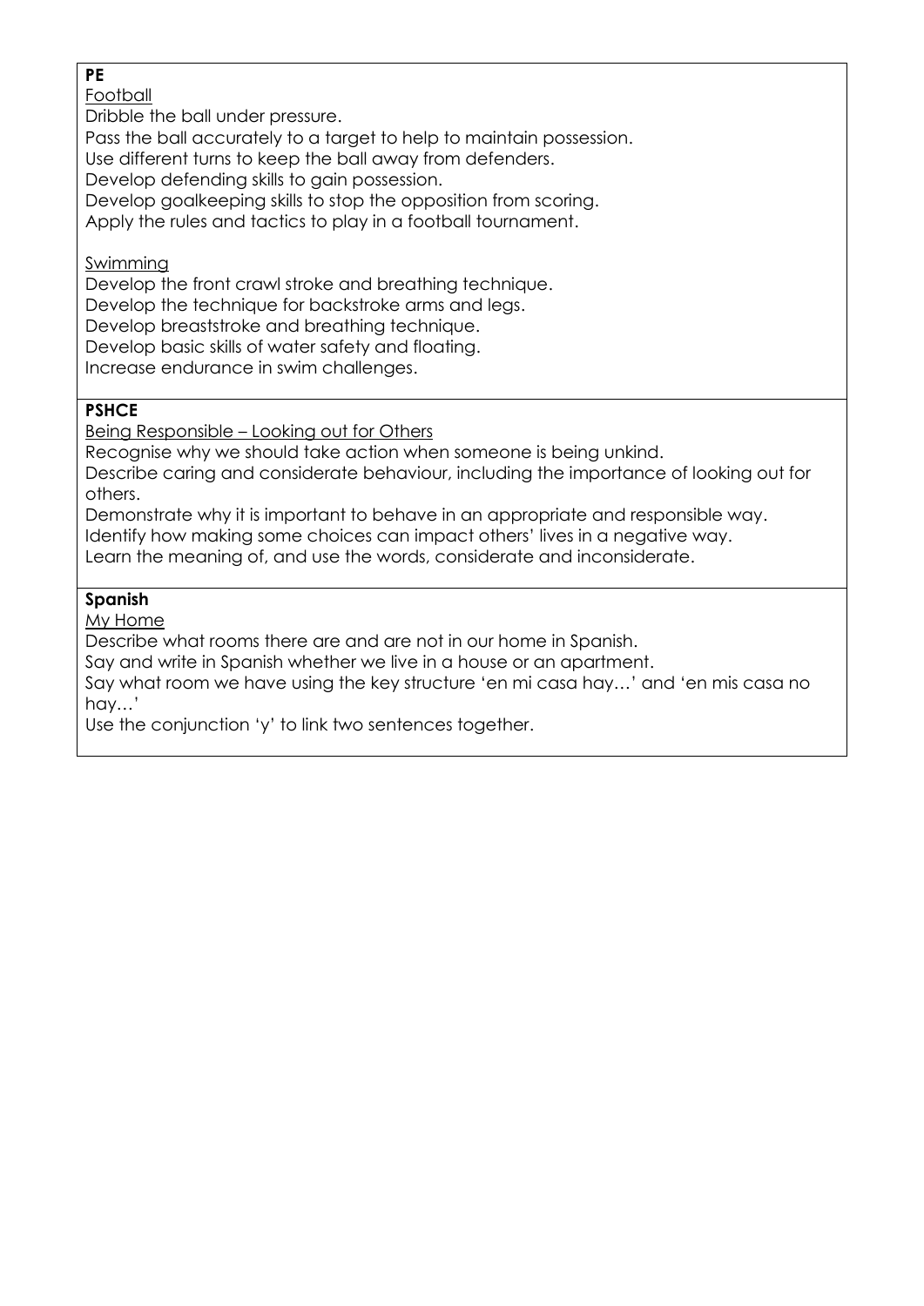**PE**

Football

Dribble the ball under pressure.
Pass the ball accurately to a target to help to maintain possession.
Use different turns to keep the ball away from defenders.
Develop defending skills to gain possession.
Develop goalkeeping skills to stop the opposition from scoring.
Apply the rules and tactics to play in a football tournament.

Swimming

Develop the front crawl stroke and breathing technique.
Develop the technique for backstroke arms and legs.
Develop breaststroke and breathing technique.
Develop basic skills of water safety and floating.
Increase endurance in swim challenges.

**PSHCE**

Being Responsible – Looking out for Others

Recognise why we should take action when someone is being unkind.
Describe caring and considerate behaviour, including the importance of looking out for others.
Demonstrate why it is important to behave in an appropriate and responsible way.
Identify how making some choices can impact others' lives in a negative way.
Learn the meaning of, and use the words, considerate and inconsiderate.

**Spanish**

My Home

Describe what rooms there are and are not in our home in Spanish.
Say and write in Spanish whether we live in a house or an apartment.
Say what room we have using the key structure 'en mi casa hay…' and 'en mis casa no hay…'
Use the conjunction 'y' to link two sentences together.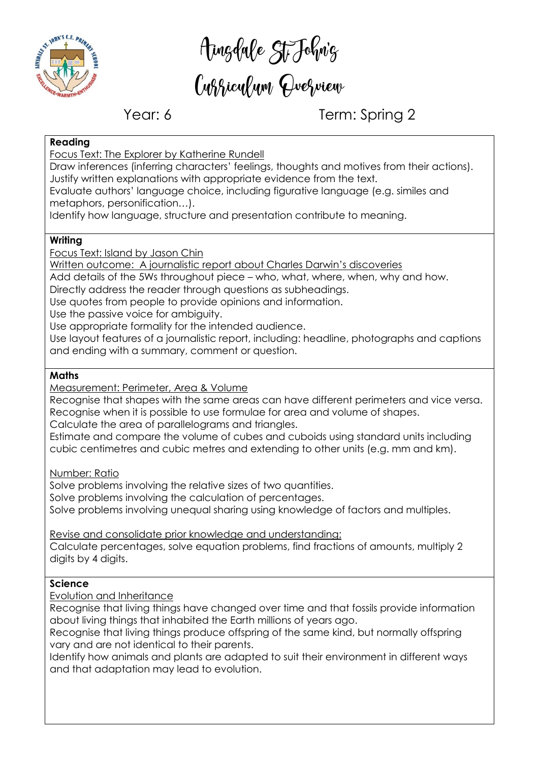# Ainsdale St John's Curriculum Overview

Year: 6 Term: Spring 2

**Reading**

Focus Text: The Explorer by Katherine Rundell

Draw inferences (inferring characters' feelings, thoughts and motives from their actions).
Justify written explanations with appropriate evidence from the text.
Evaluate authors' language choice, including figurative language (e.g. similes and metaphors, personification…).
Identify how language, structure and presentation contribute to meaning.

**Writing**

Focus Text: Island by Jason Chin

Written outcome: A journalistic report about Charles Darwin's discoveries

Add details of the 5Ws throughout piece – who, what, where, when, why and how.
Directly address the reader through questions as subheadings.
Use quotes from people to provide opinions and information.
Use the passive voice for ambiguity.
Use appropriate formality for the intended audience.
Use layout features of a journalistic report, including: headline, photographs and captions and ending with a summary, comment or question.

**Maths**

Measurement: Perimeter, Area & Volume

Recognise that shapes with the same areas can have different perimeters and vice versa.
Recognise when it is possible to use formulae for area and volume of shapes.
Calculate the area of parallelograms and triangles.
Estimate and compare the volume of cubes and cuboids using standard units including cubic centimetres and cubic metres and extending to other units (e.g. mm and km).

Number: Ratio

Solve problems involving the relative sizes of two quantities.
Solve problems involving the calculation of percentages.
Solve problems involving unequal sharing using knowledge of factors and multiples.

Revise and consolidate prior knowledge and understanding:

Calculate percentages, solve equation problems, find fractions of amounts, multiply 2 digits by 4 digits.

**Science**

Evolution and Inheritance

Recognise that living things have changed over time and that fossils provide information about living things that inhabited the Earth millions of years ago.
Recognise that living things produce offspring of the same kind, but normally offspring vary and are not identical to their parents.
Identify how animals and plants are adapted to suit their environment in different ways and that adaptation may lead to evolution.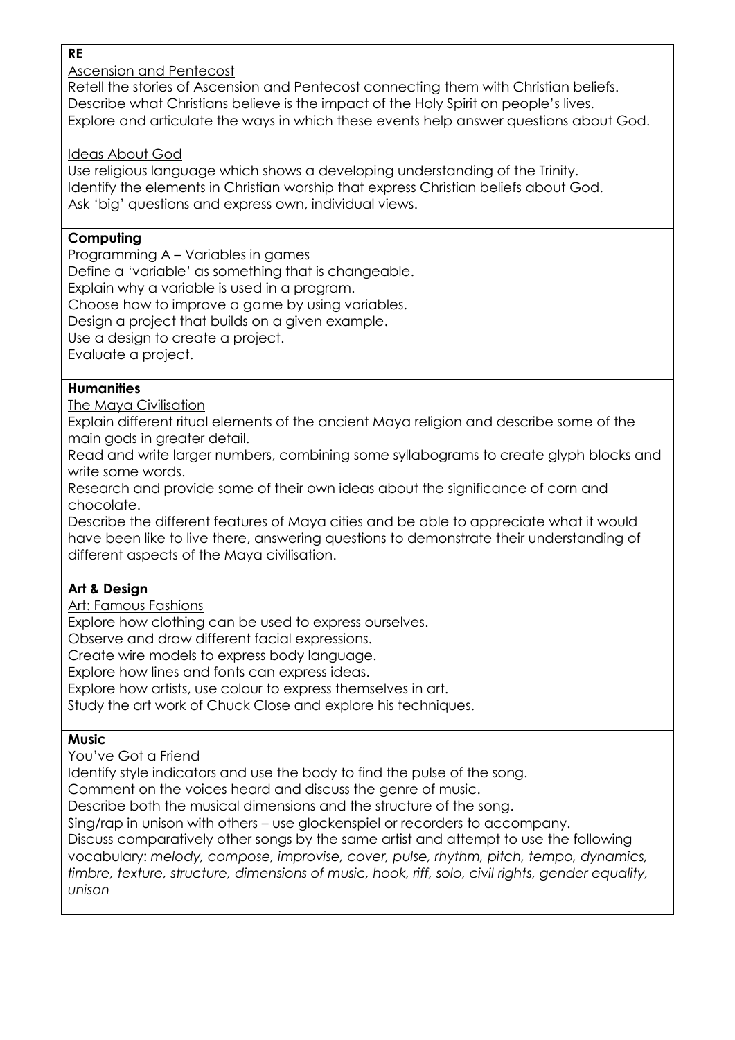**RE**

Ascension and Pentecost

Retell the stories of Ascension and Pentecost connecting them with Christian beliefs.
Describe what Christians believe is the impact of the Holy Spirit on people's lives.
Explore and articulate the ways in which these events help answer questions about God.

Ideas About God

Use religious language which shows a developing understanding of the Trinity.
Identify the elements in Christian worship that express Christian beliefs about God.
Ask 'big' questions and express own, individual views.

**Computing**

Programming A – Variables in games

Define a 'variable' as something that is changeable.
Explain why a variable is used in a program.
Choose how to improve a game by using variables.
Design a project that builds on a given example.
Use a design to create a project.
Evaluate a project.

**Humanities**

The Maya Civilisation

Explain different ritual elements of the ancient Maya religion and describe some of the main gods in greater detail.
Read and write larger numbers, combining some syllabograms to create glyph blocks and write some words.
Research and provide some of their own ideas about the significance of corn and chocolate.
Describe the different features of Maya cities and be able to appreciate what it would have been like to live there, answering questions to demonstrate their understanding of different aspects of the Maya civilisation.

**Art & Design**

Art: Famous Fashions

Explore how clothing can be used to express ourselves.
Observe and draw different facial expressions.
Create wire models to express body language.
Explore how lines and fonts can express ideas.
Explore how artists, use colour to express themselves in art.
Study the art work of Chuck Close and explore his techniques.

**Music**

You've Got a Friend

Identify style indicators and use the body to find the pulse of the song.
Comment on the voices heard and discuss the genre of music.
Describe both the musical dimensions and the structure of the song.
Sing/rap in unison with others – use glockenspiel or recorders to accompany.
Discuss comparatively other songs by the same artist and attempt to use the following vocabulary: *melody, compose, improvise, cover, pulse, rhythm, pitch, tempo, dynamics, timbre, texture, structure, dimensions of music, hook, riff, solo, civil rights, gender equality, unison*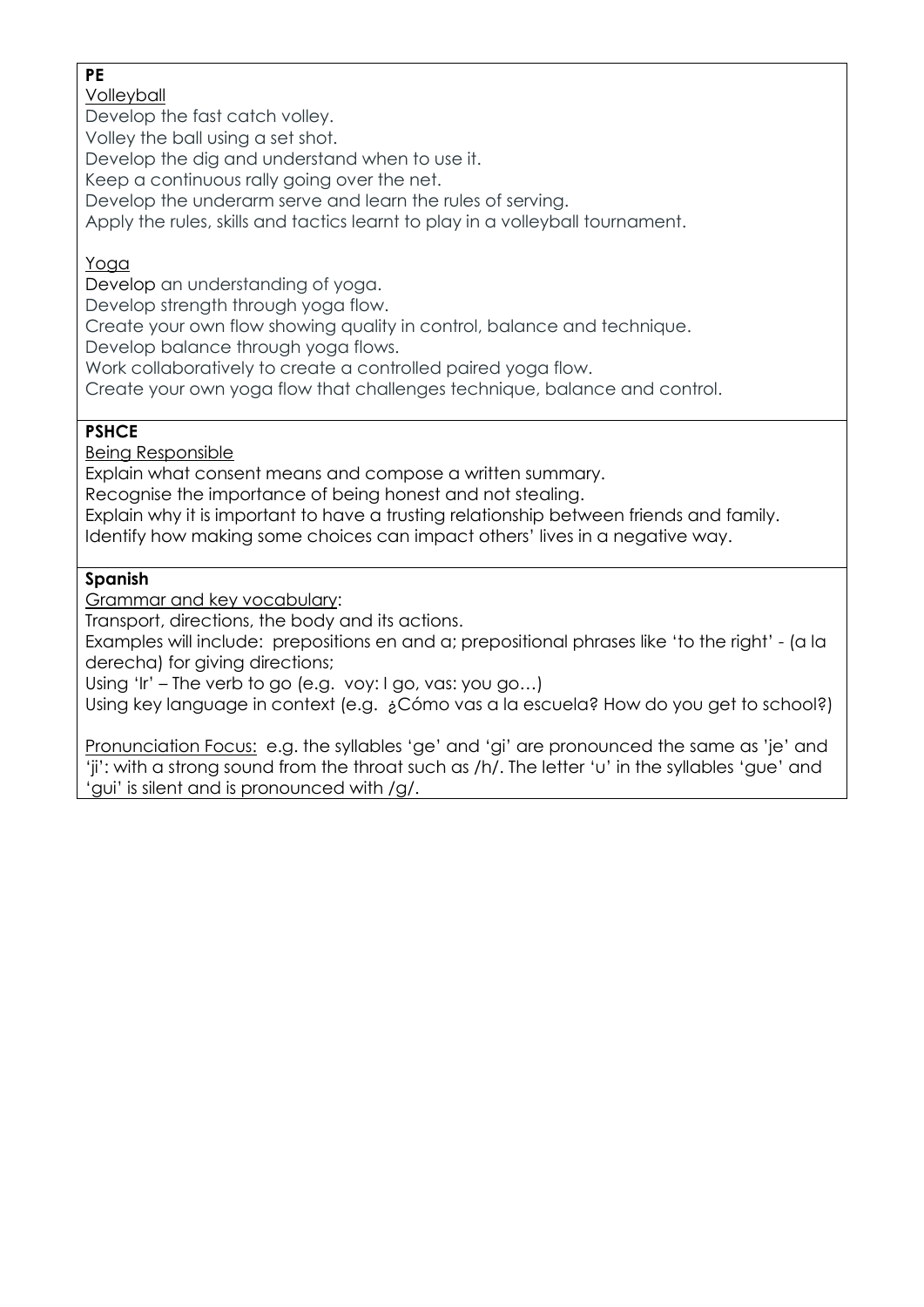**PE**

Volleyball

Develop the fast catch volley.
Volley the ball using a set shot.
Develop the dig and understand when to use it.
Keep a continuous rally going over the net.
Develop the underarm serve and learn the rules of serving.
Apply the rules, skills and tactics learnt to play in a volleyball tournament.

Yoga

Develop an understanding of yoga.
Develop strength through yoga flow.
Create your own flow showing quality in control, balance and technique.
Develop balance through yoga flows.
Work collaboratively to create a controlled paired yoga flow.
Create your own yoga flow that challenges technique, balance and control.

**PSHCE**

Being Responsible

Explain what consent means and compose a written summary.
Recognise the importance of being honest and not stealing.
Explain why it is important to have a trusting relationship between friends and family.
Identify how making some choices can impact others' lives in a negative way.

**Spanish**

Grammar and key vocabulary:

Transport, directions, the body and its actions.
Examples will include: prepositions en and a; prepositional phrases like 'to the right' - (a la derecha) for giving directions;
Using 'Ir' – The verb to go (e.g. voy: I go, vas: you go…)
Using key language in context (e.g. ¿Cómo vas a la escuela? How do you get to school?)

Pronunciation Focus: e.g. the syllables 'ge' and 'gi' are pronounced the same as 'je' and 'ji': with a strong sound from the throat such as /h/. The letter 'u' in the syllables 'gue' and 'gui' is silent and is pronounced with /g/.